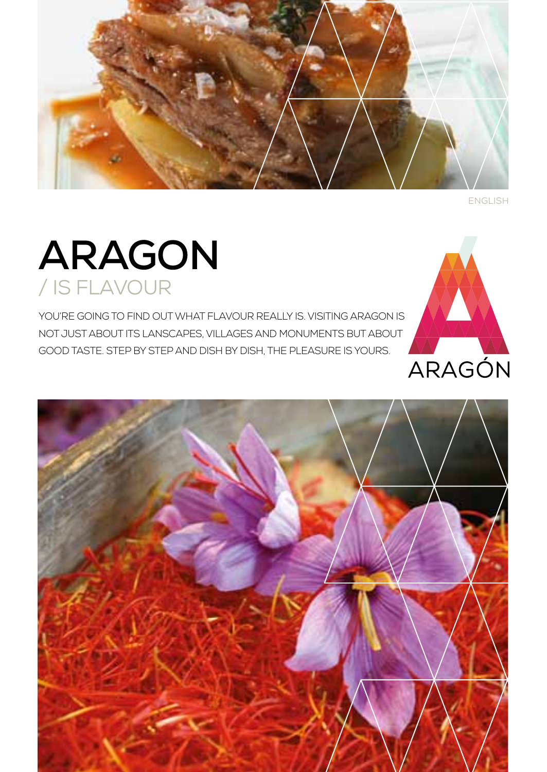ENGLISH

# ARAGON

## / IS FLAVOUR

YOU'RE GOING TO FIND OUT WHAT FLAVOUR REALLY IS. VISITING ARAGON IS NOT JUST ABOUT ITS LANSCAPES, VILLAGES AND MONUMENTS BUT ABOUT GOOD TASTE. STEP BY STEP AND DISH BY DISH, THE PLEASURE IS YOURS.

ARAGÓN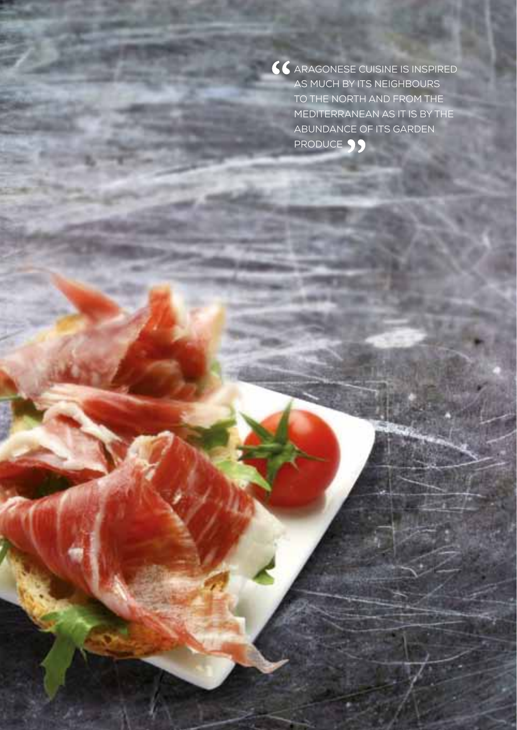> "ARAGONESE CUISINE IS INSPIRED AS MUCH BY ITS NEIGHBOURS TO THE NORTH AND FROM THE MEDITERRANEAN AS IT IS BY THE ABUNDANCE OF ITS GARDEN PRODUCE"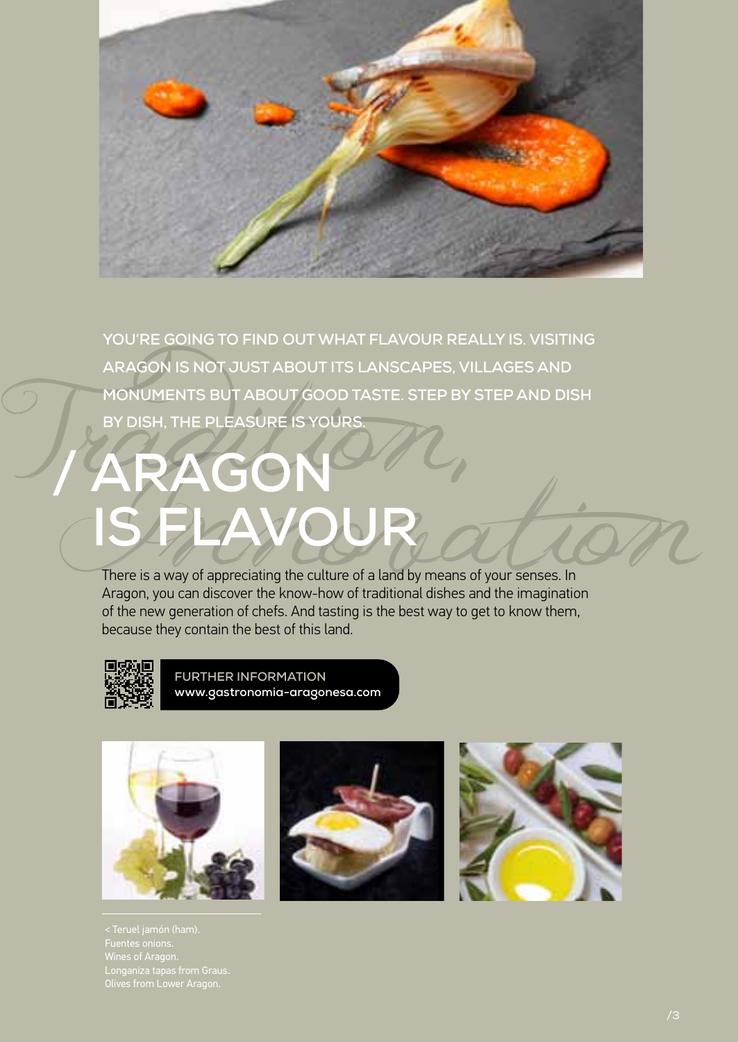YOU'RE GOING TO FIND OUT WHAT FLAVOUR REALLY IS. VISITING ARAGON IS NOT JUST ABOUT ITS LANSCAPES, VILLAGES AND MONUMENTS BUT ABOUT GOOD TASTE. STEP BY STEP AND DISH BY DISH, THE PLEASURE IS YOURS.

*Tradition, Innovation*

# / ARAGON IS FLAVOUR

There is a way of appreciating the culture of a land by means of your senses. In Aragon, you can discover the know-how of traditional dishes and the imagination of the new generation of chefs. And tasting is the best way to get to know them, because they contain the best of this land.

FURTHER INFORMATION
www.gastronomia-aragonesa.com

< Teruel jamón (ham).
Fuentes onions.
Wines of Aragon.
Longaniza tapas from Graus.
Olives from Lower Aragon.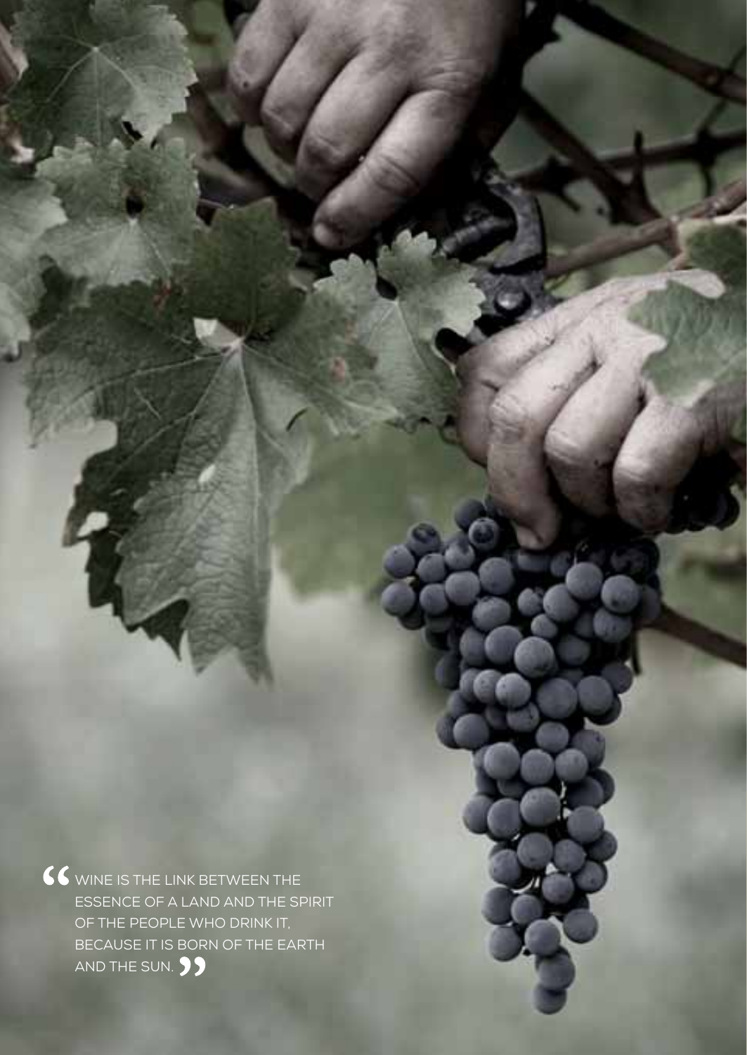> “WINE IS THE LINK BETWEEN THE ESSENCE OF A LAND AND THE SPIRIT OF THE PEOPLE WHO DRINK IT, BECAUSE IT IS BORN OF THE EARTH AND THE SUN.”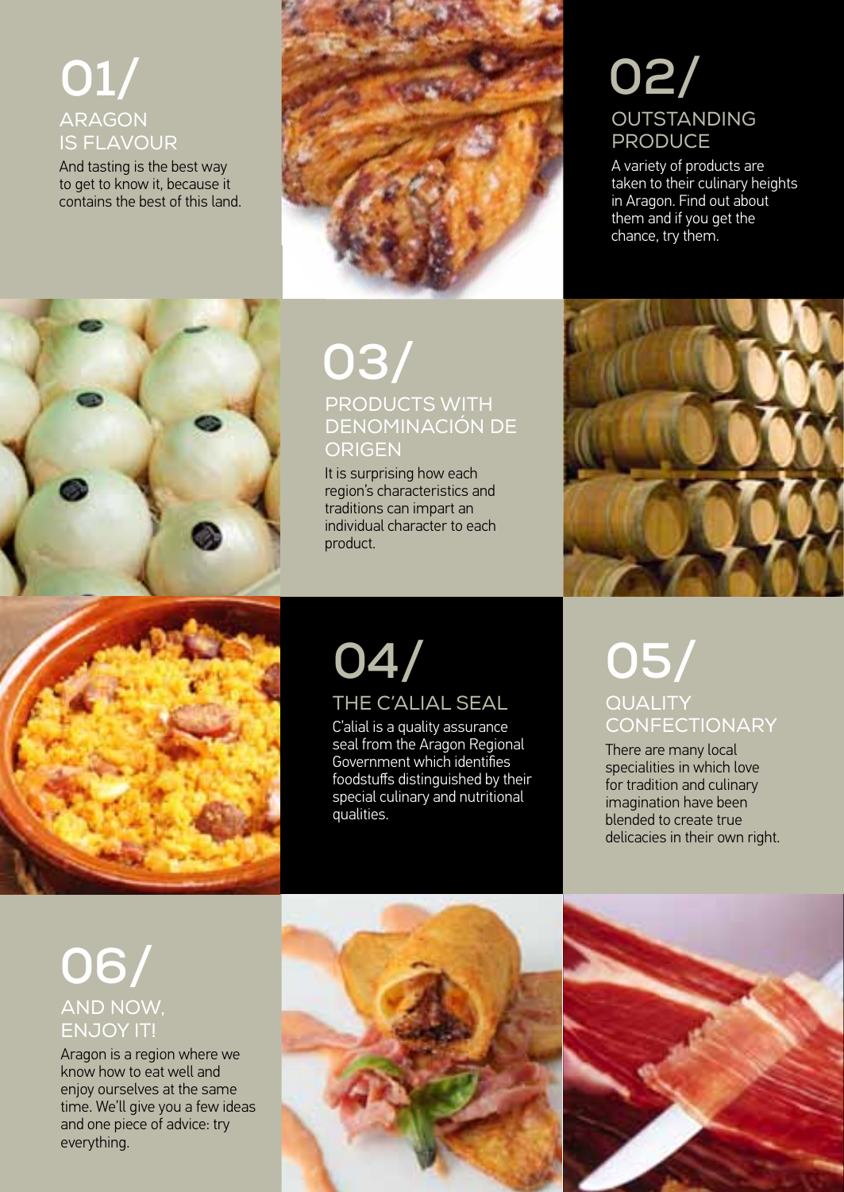## 01/ ARAGON IS FLAVOUR

And tasting is the best way to get to know it, because it contains the best of this land.

## 02/ OUTSTANDING PRODUCE

A variety of products are taken to their culinary heights in Aragon. Find out about them and if you get the chance, try them.

## 03/ PRODUCTS WITH DENOMINACIÓN DE ORIGEN

It is surprising how each region's characteristics and traditions can impart an individual character to each product.

## 04/ THE C'ALIAL SEAL

C'alial is a quality assurance seal from the Aragon Regional Government which identifies foodstuffs distinguished by their special culinary and nutritional qualities.

## 05/ QUALITY CONFECTIONARY

There are many local specialities in which love for tradition and culinary imagination have been blended to create true delicacies in their own right.

## 06/ AND NOW, ENJOY IT!

Aragon is a region where we know how to eat well and enjoy ourselves at the same time. We'll give you a few ideas and one piece of advice: try everything.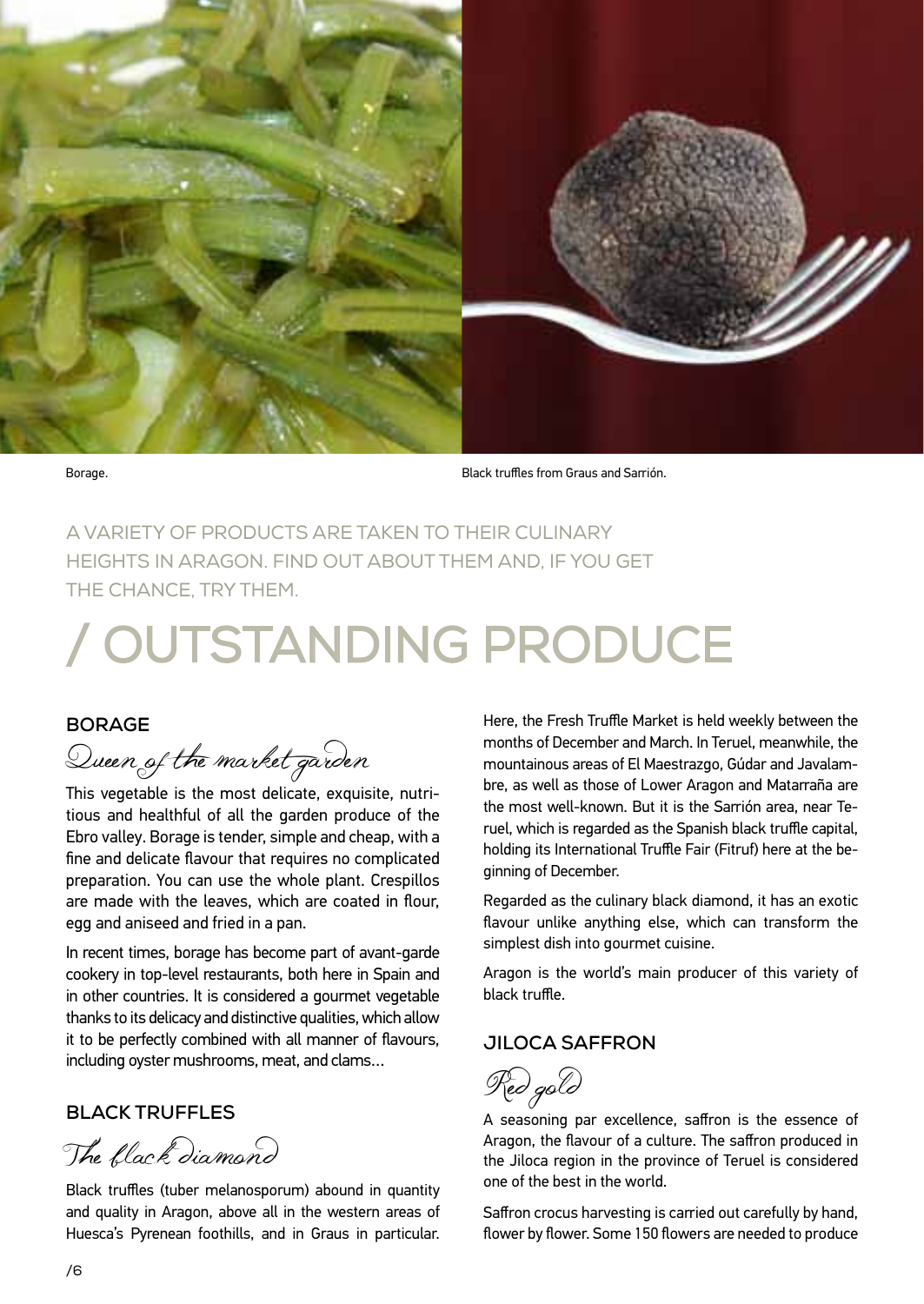Borage.

Black truffles from Graus and Sarrión.

A VARIETY OF PRODUCTS ARE TAKEN TO THEIR CULINARY HEIGHTS IN ARAGON. FIND OUT ABOUT THEM AND, IF YOU GET THE CHANCE, TRY THEM.

# / OUTSTANDING PRODUCE

## BORAGE

*Queen of the market garden*

This vegetable is the most delicate, exquisite, nutritious and healthful of all the garden produce of the Ebro valley. Borage is tender, simple and cheap, with a fine and delicate flavour that requires no complicated preparation. You can use the whole plant. Crespillos are made with the leaves, which are coated in flour, egg and aniseed and fried in a pan.

In recent times, borage has become part of avant-garde cookery in top-level restaurants, both here in Spain and in other countries. It is considered a gourmet vegetable thanks to its delicacy and distinctive qualities, which allow it to be perfectly combined with all manner of flavours, including oyster mushrooms, meat, and clams…

## BLACK TRUFFLES

*The black diamond*

Black truffles (tuber melanosporum) abound in quantity and quality in Aragon, above all in the western areas of Huesca's Pyrenean foothills, and in Graus in particular. Here, the Fresh Truffle Market is held weekly between the months of December and March. In Teruel, meanwhile, the mountainous areas of El Maestrazgo, Gúdar and Javalambre, as well as those of Lower Aragon and Matarraña are the most well-known. But it is the Sarrión area, near Teruel, which is regarded as the Spanish black truffle capital, holding its International Truffle Fair (Fitruf) here at the beginning of December.

Regarded as the culinary black diamond, it has an exotic flavour unlike anything else, which can transform the simplest dish into gourmet cuisine.

Aragon is the world's main producer of this variety of black truffle.

## JILOCA SAFFRON

*Red gold*

A seasoning par excellence, saffron is the essence of Aragon, the flavour of a culture. The saffron produced in the Jiloca region in the province of Teruel is considered one of the best in the world.

Saffron crocus harvesting is carried out carefully by hand, flower by flower. Some 150 flowers are needed to produce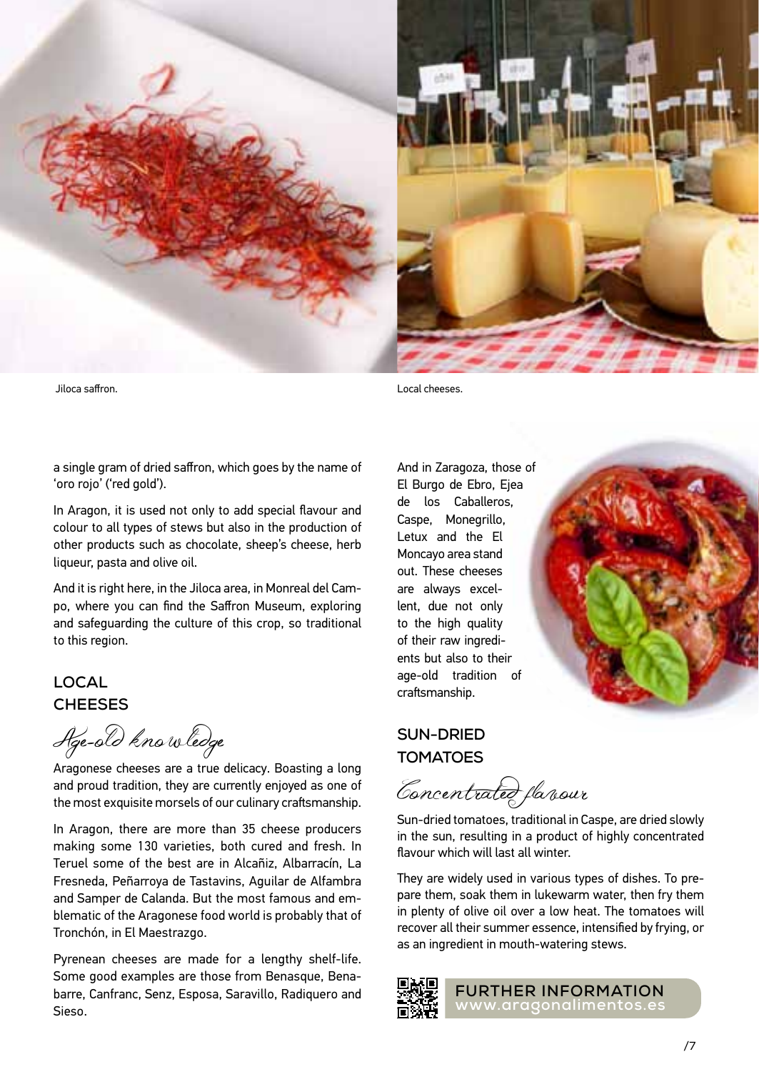Jiloca saffron.

Local cheeses.

a single gram of dried saffron, which goes by the name of 'oro rojo' ('red gold').

In Aragon, it is used not only to add special flavour and colour to all types of stews but also in the production of other products such as chocolate, sheep's cheese, herb liqueur, pasta and olive oil.

And it is right here, in the Jiloca area, in Monreal del Campo, where you can find the Saffron Museum, exploring and safeguarding the culture of this crop, so traditional to this region.

## LOCAL CHEESES

*Age-old knowledge*

Aragonese cheeses are a true delicacy. Boasting a long and proud tradition, they are currently enjoyed as one of the most exquisite morsels of our culinary craftsmanship.

In Aragon, there are more than 35 cheese producers making some 130 varieties, both cured and fresh. In Teruel some of the best are in Alcañiz, Albarracín, La Fresneda, Peñarroya de Tastavins, Aguilar de Alfambra and Samper de Calanda. But the most famous and emblematic of the Aragonese food world is probably that of Tronchón, in El Maestrazgo.

Pyrenean cheeses are made for a lengthy shelf-life. Some good examples are those from Benasque, Benabarre, Canfranc, Senz, Esposa, Saravillo, Radiquero and Sieso.

And in Zaragoza, those of El Burgo de Ebro, Ejea de los Caballeros, Caspe, Monegrillo, Letux and the El Moncayo area stand out. These cheeses are always excellent, due not only to the high quality of their raw ingredients but also to their age-old tradition of craftsmanship.

## SUN-DRIED TOMATOES

*Concentrated flavour*

Sun-dried tomatoes, traditional in Caspe, are dried slowly in the sun, resulting in a product of highly concentrated flavour which will last all winter.

They are widely used in various types of dishes. To prepare them, soak them in lukewarm water, then fry them in plenty of olive oil over a low heat. The tomatoes will recover all their summer essence, intensified by frying, or as an ingredient in mouth-watering stews.

**FURTHER INFORMATION**
www.aragonalimentos.es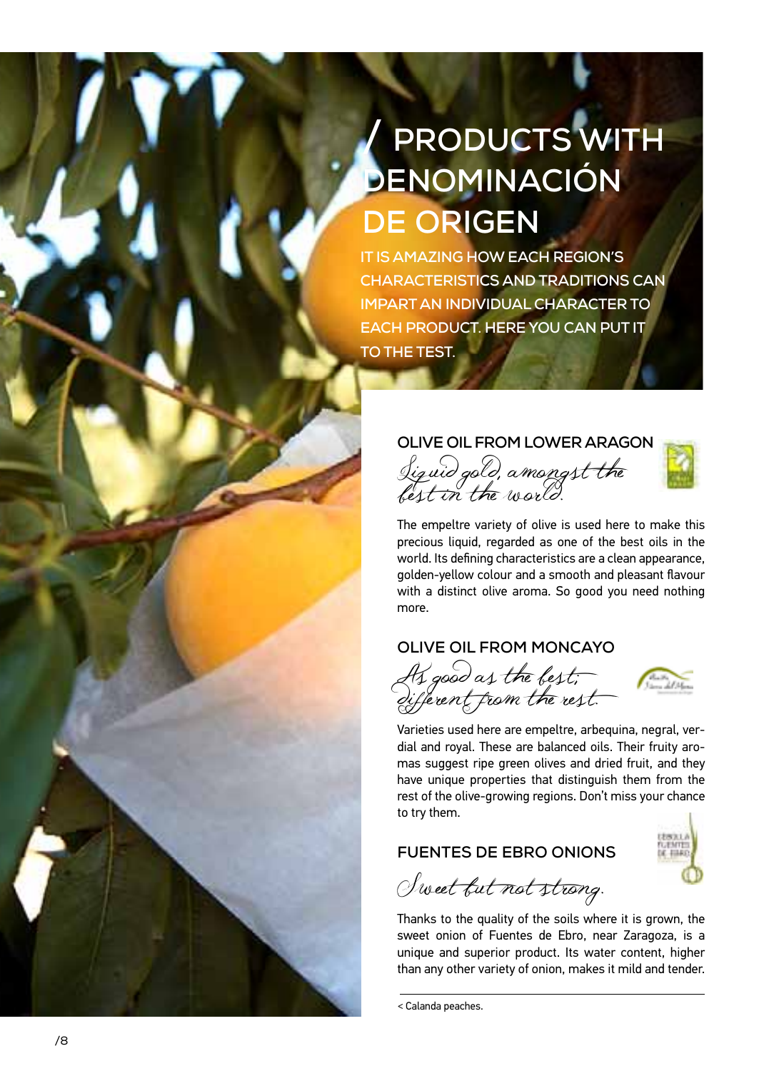# / PRODUCTS WITH DENOMINACIÓN DE ORIGEN

IT IS AMAZING HOW EACH REGION'S CHARACTERISTICS AND TRADITIONS CAN IMPART AN INDIVIDUAL CHARACTER TO EACH PRODUCT. HERE YOU CAN PUT IT TO THE TEST.

## OLIVE OIL FROM LOWER ARAGON

*Liquid gold, amongst the best in the world.*

The empeltre variety of olive is used here to make this precious liquid, regarded as one of the best oils in the world. Its defining characteristics are a clean appearance, golden-yellow colour and a smooth and pleasant flavour with a distinct olive aroma. So good you need nothing more.

## OLIVE OIL FROM MONCAYO

*As good as the best; different from the rest.*

Varieties used here are empeltre, arbequina, negral, verdial and royal. These are balanced oils. Their fruity aromas suggest ripe green olives and dried fruit, and they have unique properties that distinguish them from the rest of the olive-growing regions. Don't miss your chance to try them.

## FUENTES DE EBRO ONIONS

*Sweet but not strong.*

Thanks to the quality of the soils where it is grown, the sweet onion of Fuentes de Ebro, near Zaragoza, is a unique and superior product. Its water content, higher than any other variety of onion, makes it mild and tender.

< Calanda peaches.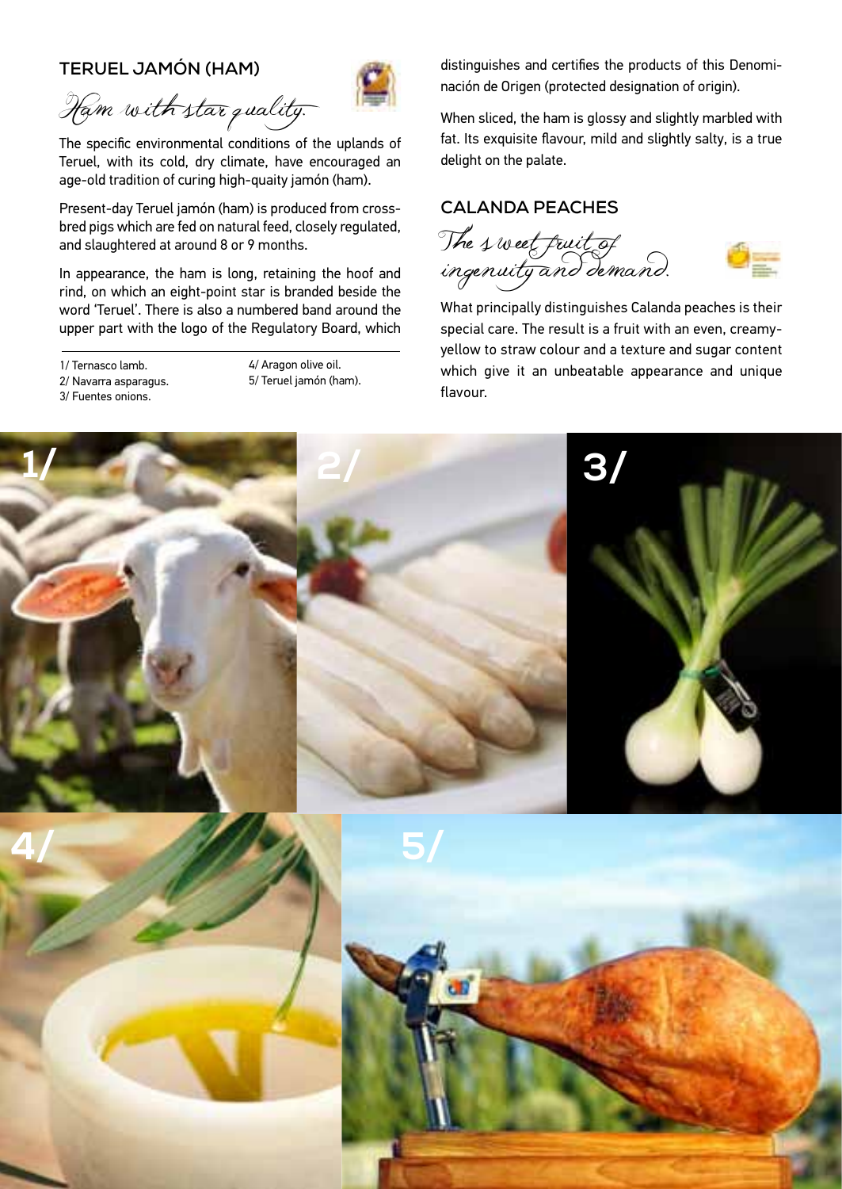## TERUEL JAMÓN (HAM)

*Ham with star quality.*

The specific environmental conditions of the uplands of Teruel, with its cold, dry climate, have encouraged an age-old tradition of curing high-quaity jamón (ham).

Present-day Teruel jamón (ham) is produced from crossbred pigs which are fed on natural feed, closely regulated, and slaughtered at around 8 or 9 months.

In appearance, the ham is long, retaining the hoof and rind, on which an eight-point star is branded beside the word 'Teruel'. There is also a numbered band around the upper part with the logo of the Regulatory Board, which distinguishes and certifies the products of this Denominación de Origen (protected designation of origin).

When sliced, the ham is glossy and slightly marbled with fat. Its exquisite flavour, mild and slightly salty, is a true delight on the palate.

## CALANDA PEACHES

*The sweet fruit of ingenuity and demand.*

What principally distinguishes Calanda peaches is their special care. The result is a fruit with an even, creamy-yellow to straw colour and a texture and sugar content which give it an unbeatable appearance and unique flavour.

1/ Ternasco lamb.
2/ Navarra asparagus.
3/ Fuentes onions.
4/ Aragon olive oil.
5/ Teruel jamón (ham).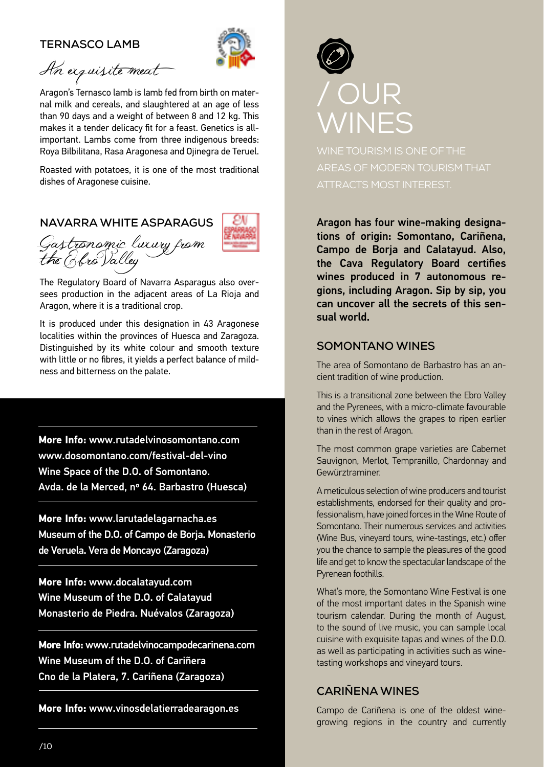## TERNASCO LAMB

*An exquisite meat*

Aragon's Ternasco lamb is lamb fed from birth on maternal milk and cereals, and slaughtered at an age of less than 90 days and a weight of between 8 and 12 kg. This makes it a tender delicacy fit for a feast. Genetics is all-important. Lambs come from three indigenous breeds: Roya Bilbilitana, Rasa Aragonesa and Ojinegra de Teruel.

Roasted with potatoes, it is one of the most traditional dishes of Aragonese cuisine.

## NAVARRA WHITE ASPARAGUS

*Gastronomic luxury from the Ebro Valley*

The Regulatory Board of Navarra Asparagus also oversees production in the adjacent areas of La Rioja and Aragon, where it is a traditional crop.

It is produced under this designation in 43 Aragonese localities within the provinces of Huesca and Zaragoza. Distinguished by its white colour and smooth texture with little or no fibres, it yields a perfect balance of mildness and bitterness on the palate.

---

**More Info:** www.rutadelvinosomontano.com
www.dosomontano.com/festival-del-vino
Wine Space of the D.O. of Somontano.
Avda. de la Merced, nº 64. Barbastro (Huesca)

---

**More Info:** www.larutadelagarnacha.es
Museum of the D.O. of Campo de Borja. Monasterio de Veruela. Vera de Moncayo (Zaragoza)

---

**More Info:** www.docalatayud.com
Wine Museum of the D.O. of Calatayud
Monasterio de Piedra. Nuévalos (Zaragoza)

---

**More Info:** www.rutadelvinocampodecarinena.com
Wine Museum of the D.O. of Cariñena
Cno de la Platera, 7. Cariñena (Zaragoza)

---

**More Info:** www.vinosdelatierradearagon.es

---

# / OUR WINES

WINE TOURISM IS ONE OF THE AREAS OF MODERN TOURISM THAT ATTRACTS MOST INTEREST.

**Aragon has four wine-making designations of origin: Somontano, Cariñena, Campo de Borja and Calatayud. Also, the Cava Regulatory Board certifies wines produced in 7 autonomous regions, including Aragon. Sip by sip, you can uncover all the secrets of this sensual world.**

## SOMONTANO WINES

The area of Somontano de Barbastro has an ancient tradition of wine production.

This is a transitional zone between the Ebro Valley and the Pyrenees, with a micro-climate favourable to vines which allows the grapes to ripen earlier than in the rest of Aragon.

The most common grape varieties are Cabernet Sauvignon, Merlot, Tempranillo, Chardonnay and Gewürztraminer.

A meticulous selection of wine producers and tourist establishments, endorsed for their quality and professionalism, have joined forces in the Wine Route of Somontano. Their numerous services and activities (Wine Bus, vineyard tours, wine-tastings, etc.) offer you the chance to sample the pleasures of the good life and get to know the spectacular landscape of the Pyrenean foothills.

What's more, the Somontano Wine Festival is one of the most important dates in the Spanish wine tourism calendar. During the month of August, to the sound of live music, you can sample local cuisine with exquisite tapas and wines of the D.O. as well as participating in activities such as wine-tasting workshops and vineyard tours.

## CARIÑENA WINES

Campo de Cariñena is one of the oldest wine-growing regions in the country and currently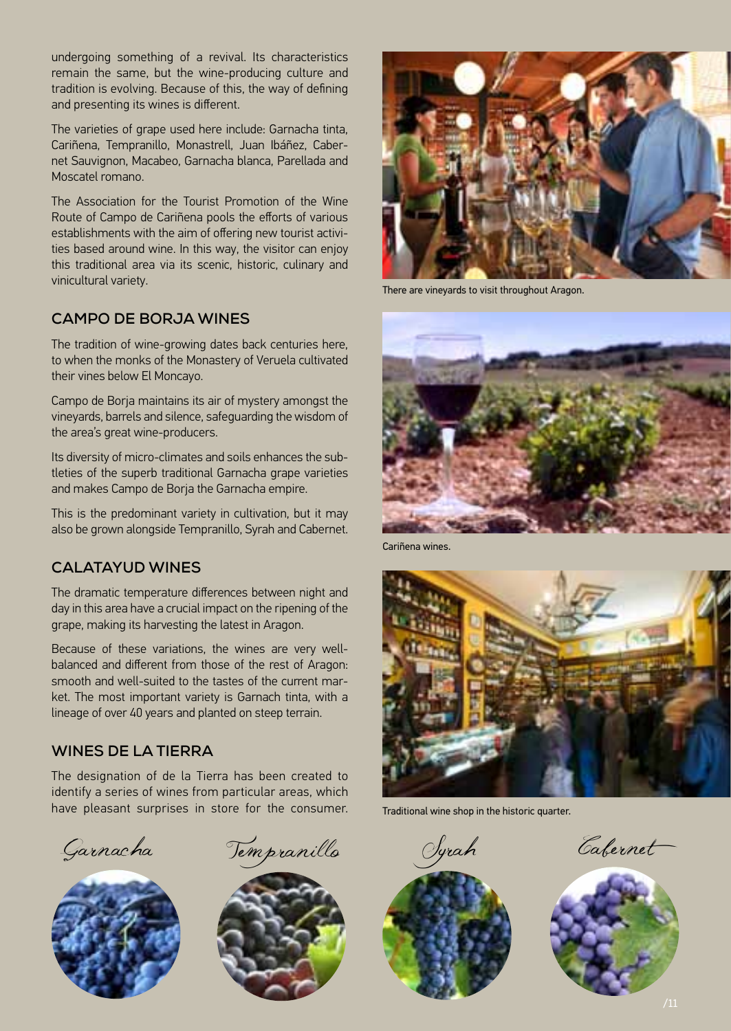undergoing something of a revival. Its characteristics remain the same, but the wine-producing culture and tradition is evolving. Because of this, the way of defining and presenting its wines is different.

The varieties of grape used here include: Garnacha tinta, Cariñena, Tempranillo, Monastrell, Juan Ibáñez, Cabernet Sauvignon, Macabeo, Garnacha blanca, Parellada and Moscatel romano.

The Association for the Tourist Promotion of the Wine Route of Campo de Cariñena pools the efforts of various establishments with the aim of offering new tourist activities based around wine. In this way, the visitor can enjoy this traditional area via its scenic, historic, culinary and vinicultural variety.

## CAMPO DE BORJA WINES

The tradition of wine-growing dates back centuries here, to when the monks of the Monastery of Veruela cultivated their vines below El Moncayo.

Campo de Borja maintains its air of mystery amongst the vineyards, barrels and silence, safeguarding the wisdom of the area's great wine-producers.

Its diversity of micro-climates and soils enhances the subtleties of the superb traditional Garnacha grape varieties and makes Campo de Borja the Garnacha empire.

This is the predominant variety in cultivation, but it may also be grown alongside Tempranillo, Syrah and Cabernet.

## CALATAYUD WINES

The dramatic temperature differences between night and day in this area have a crucial impact on the ripening of the grape, making its harvesting the latest in Aragon.

Because of these variations, the wines are very well-balanced and different from those of the rest of Aragon: smooth and well-suited to the tastes of the current market. The most important variety is Garnach tinta, with a lineage of over 40 years and planted on steep terrain.

## WINES DE LA TIERRA

The designation of de la Tierra has been created to identify a series of wines from particular areas, which have pleasant surprises in store for the consumer.

There are vineyards to visit throughout Aragon.

Cariñena wines.

Traditional wine shop in the historic quarter.

*Garnacha*

*Tempranillo*

*Syrah*

*Cabernet*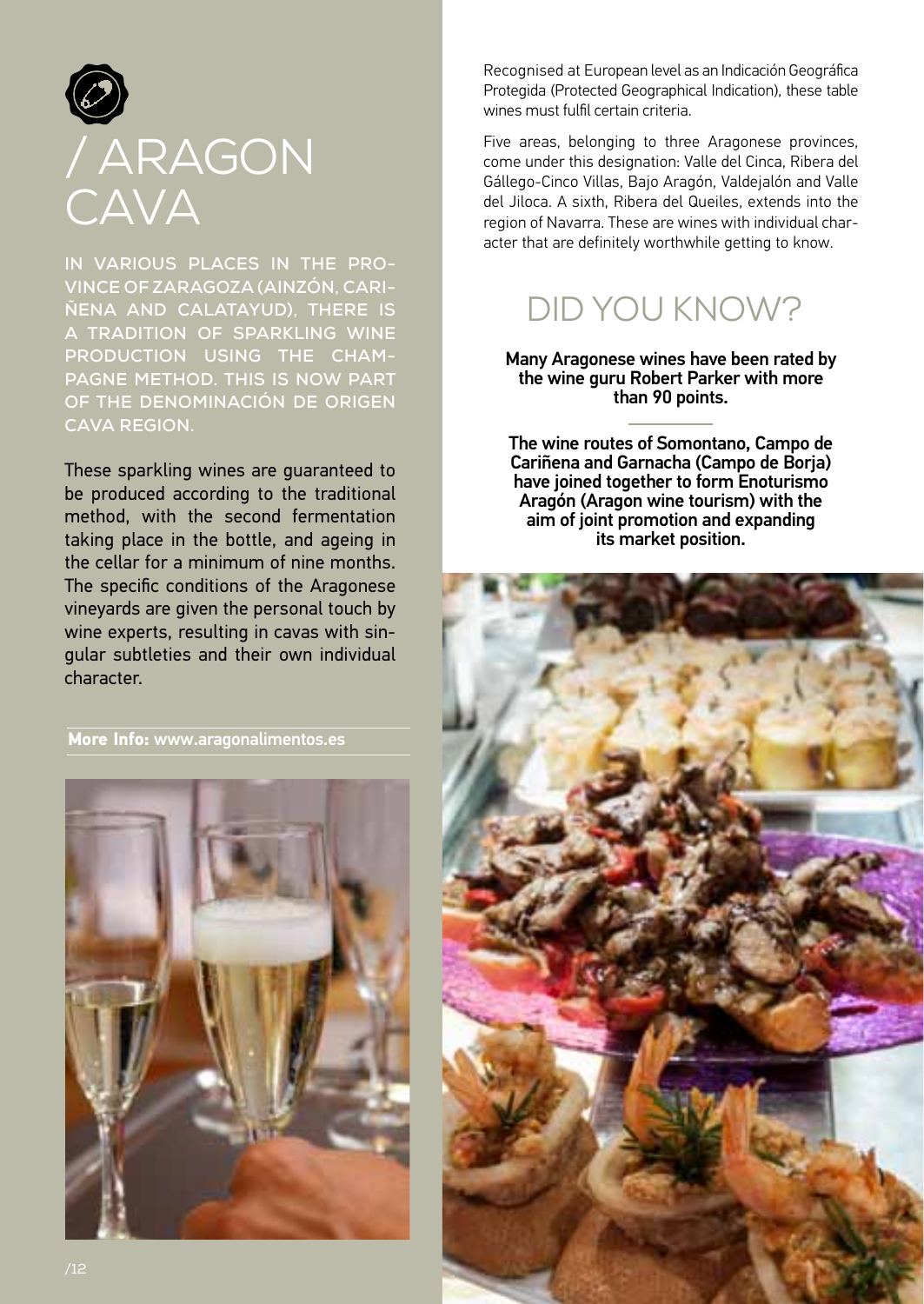# / ARAGON CAVA

IN VARIOUS PLACES IN THE PROVINCE OF ZARAGOZA (AINZÓN, CARIÑENA AND CALATAYUD), THERE IS A TRADITION OF SPARKLING WINE PRODUCTION USING THE CHAMPAGNE METHOD. THIS IS NOW PART OF THE DENOMINACIÓN DE ORIGEN CAVA REGION.

These sparkling wines are guaranteed to be produced according to the traditional method, with the second fermentation taking place in the bottle, and ageing in the cellar for a minimum of nine months. The specific conditions of the Aragonese vineyards are given the personal touch by wine experts, resulting in cavas with singular subtleties and their own individual character.

**More Info:** www.aragonalimentos.es

Recognised at European level as an Indicación Geográfica Protegida (Protected Geographical Indication), these table wines must fulfil certain criteria.

Five areas, belonging to three Aragonese provinces, come under this designation: Valle del Cinca, Ribera del Gállego-Cinco Villas, Bajo Aragón, Valdejalón and Valle del Jiloca. A sixth, Ribera del Queiles, extends into the region of Navarra. These are wines with individual character that are definitely worthwhile getting to know.

## DID YOU KNOW?

**Many Aragonese wines have been rated by the wine guru Robert Parker with more than 90 points.**

**The wine routes of Somontano, Campo de Cariñena and Garnacha (Campo de Borja) have joined together to form Enoturismo Aragón (Aragon wine tourism) with the aim of joint promotion and expanding its market position.**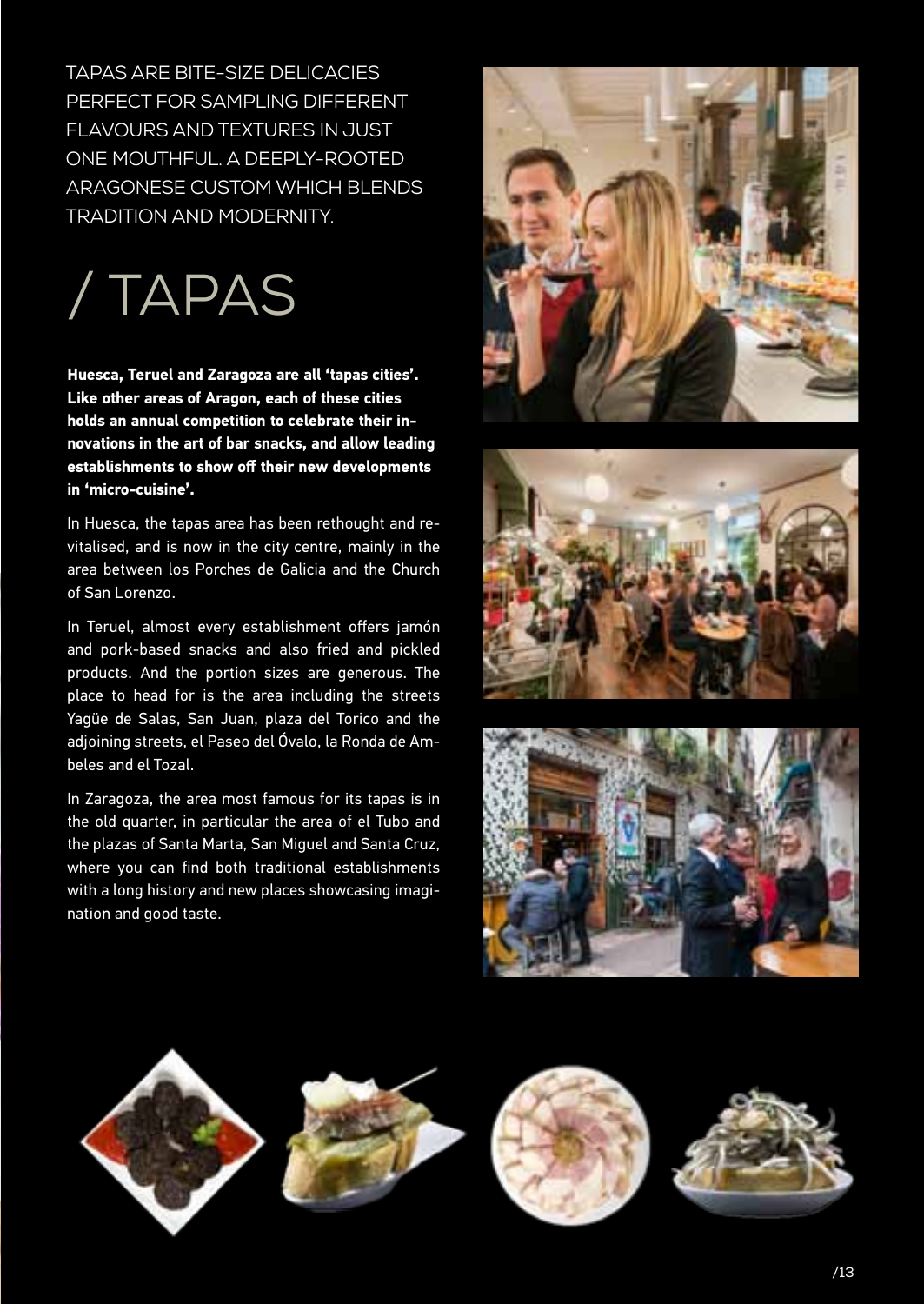TAPAS ARE BITE-SIZE DELICACIES PERFECT FOR SAMPLING DIFFERENT FLAVOURS AND TEXTURES IN JUST ONE MOUTHFUL. A DEEPLY-ROOTED ARAGONESE CUSTOM WHICH BLENDS TRADITION AND MODERNITY.

# / TAPAS

**Huesca, Teruel and Zaragoza are all 'tapas cities'. Like other areas of Aragon, each of these cities holds an annual competition to celebrate their innovations in the art of bar snacks, and allow leading establishments to show off their new developments in 'micro-cuisine'.**

In Huesca, the tapas area has been rethought and revitalised, and is now in the city centre, mainly in the area between los Porches de Galicia and the Church of San Lorenzo.

In Teruel, almost every establishment offers jamón and pork-based snacks and also fried and pickled products. And the portion sizes are generous. The place to head for is the area including the streets Yagüe de Salas, San Juan, plaza del Torico and the adjoining streets, el Paseo del Óvalo, la Ronda de Ambeles and el Tozal.

In Zaragoza, the area most famous for its tapas is in the old quarter, in particular the area of el Tubo and the plazas of Santa Marta, San Miguel and Santa Cruz, where you can find both traditional establishments with a long history and new places showcasing imagination and good taste.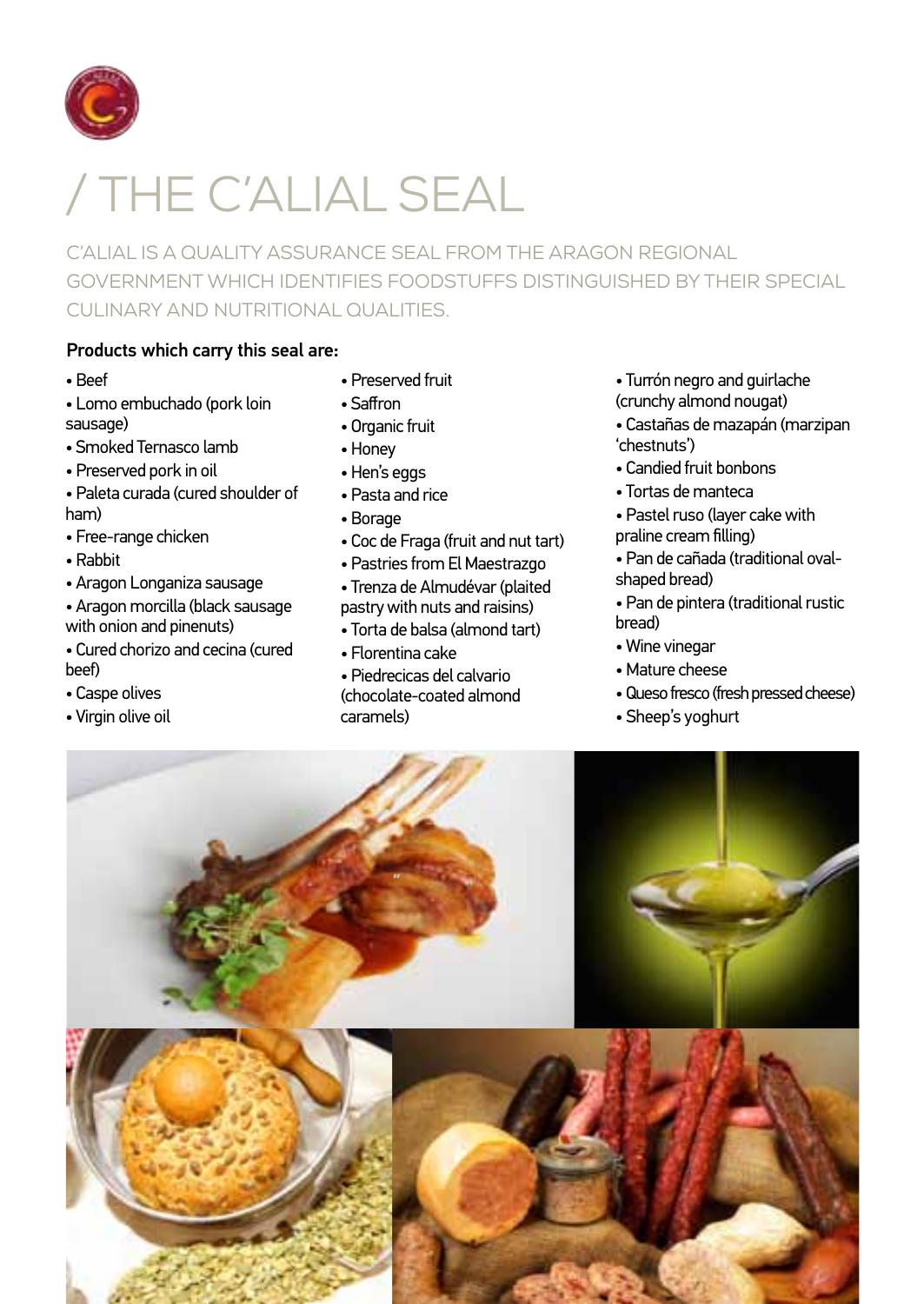# / THE C'ALIAL SEAL

C'ALIAL IS A QUALITY ASSURANCE SEAL FROM THE ARAGON REGIONAL GOVERNMENT WHICH IDENTIFIES FOODSTUFFS DISTINGUISHED BY THEIR SPECIAL CULINARY AND NUTRITIONAL QUALITIES.

**Products which carry this seal are:**

- Beef
- Lomo embuchado (pork loin sausage)
- Smoked Ternasco lamb
- Preserved pork in oil
- Paleta curada (cured shoulder of ham)
- Free-range chicken
- Rabbit
- Aragon Longaniza sausage
- Aragon morcilla (black sausage with onion and pinenuts)
- Cured chorizo and cecina (cured beef)
- Caspe olives
- Virgin olive oil
- Preserved fruit
- Saffron
- Organic fruit
- Honey
- Hen's eggs
- Pasta and rice
- Borage
- Coc de Fraga (fruit and nut tart)
- Pastries from El Maestrazgo
- Trenza de Almudévar (plaited pastry with nuts and raisins)
- Torta de balsa (almond tart)
- Florentina cake
- Piedrecicas del calvario (chocolate-coated almond caramels)
- Turrón negro and guirlache (crunchy almond nougat)
- Castañas de mazapán (marzipan 'chestnuts')
- Candied fruit bonbons
- Tortas de manteca
- Pastel ruso (layer cake with praline cream filling)
- Pan de cañada (traditional oval-shaped bread)
- Pan de pintera (traditional rustic bread)
- Wine vinegar
- Mature cheese
- Queso fresco (fresh pressed cheese)
- Sheep's yoghurt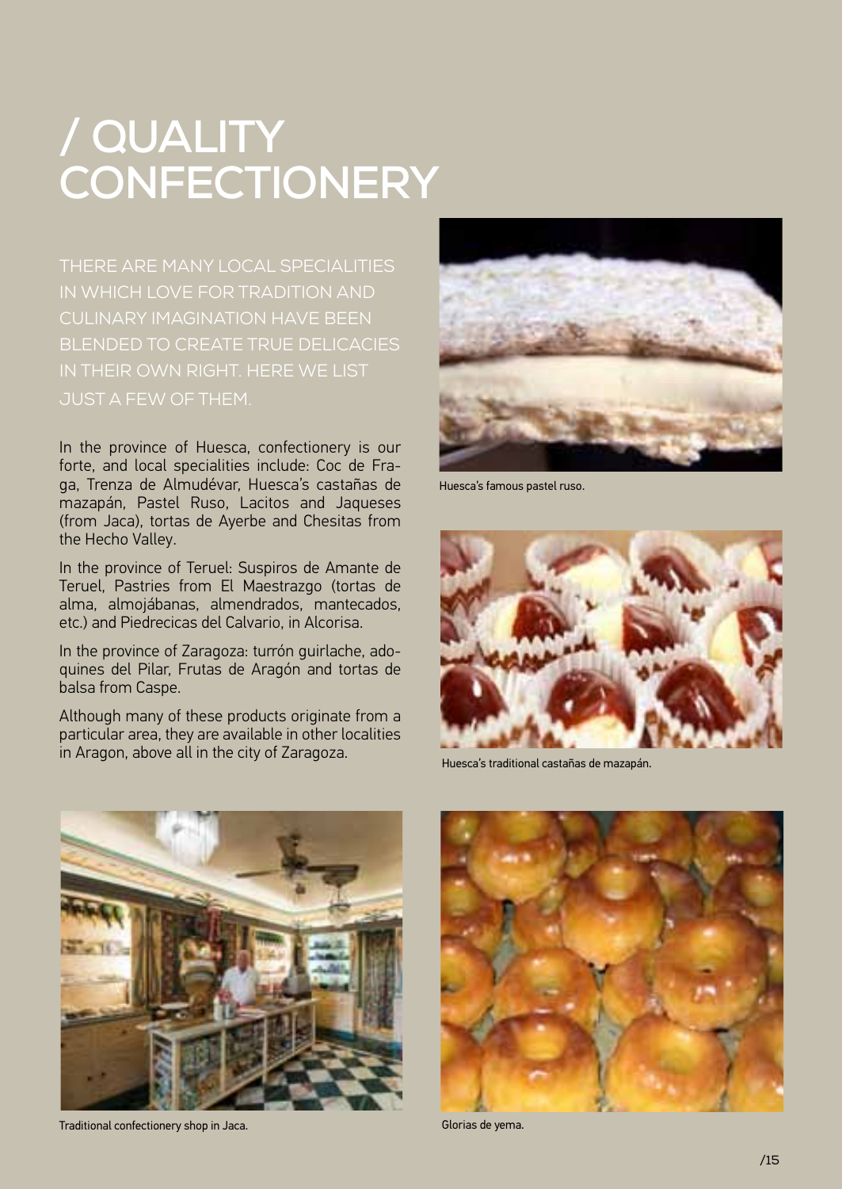# / QUALITY CONFECTIONERY

THERE ARE MANY LOCAL SPECIALITIES IN WHICH LOVE FOR TRADITION AND CULINARY IMAGINATION HAVE BEEN BLENDED TO CREATE TRUE DELICACIES IN THEIR OWN RIGHT. HERE WE LIST JUST A FEW OF THEM.

In the province of Huesca, confectionery is our forte, and local specialities include: Coc de Fraga, Trenza de Almudévar, Huesca's castañas de mazapán, Pastel Ruso, Lacitos and Jaqueses (from Jaca), tortas de Ayerbe and Chesitas from the Hecho Valley.

In the province of Teruel: Suspiros de Amante de Teruel, Pastries from El Maestrazgo (tortas de alma, almojábanas, almendrados, mantecados, etc.) and Piedrecicas del Calvario, in Alcorisa.

In the province of Zaragoza: turrón guirlache, adoquines del Pilar, Frutas de Aragón and tortas de balsa from Caspe.

Although many of these products originate from a particular area, they are available in other localities in Aragon, above all in the city of Zaragoza.

Huesca's famous pastel ruso.

Huesca's traditional castañas de mazapán.

Traditional confectionery shop in Jaca.

Glorias de yema.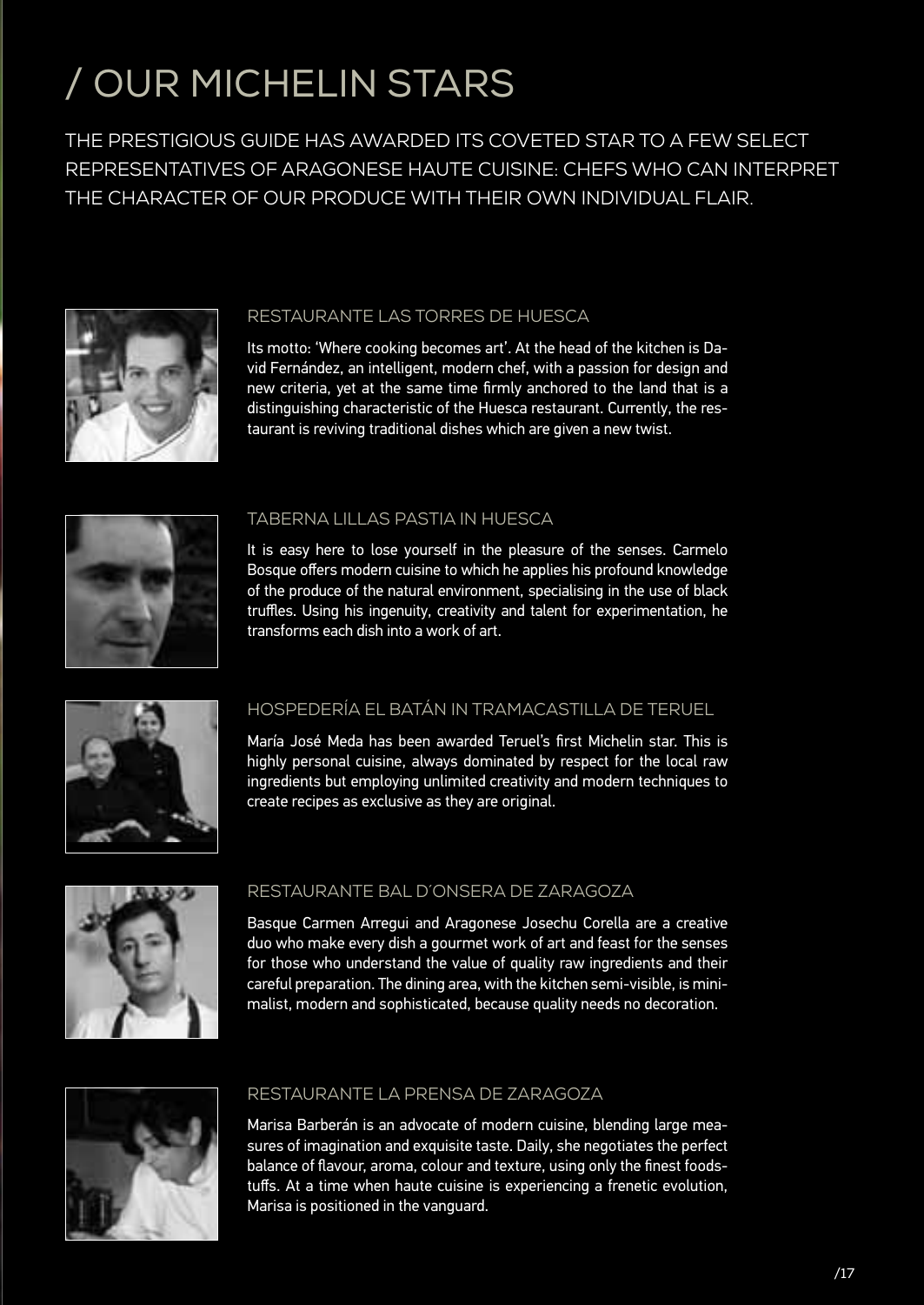# / OUR MICHELIN STARS

THE PRESTIGIOUS GUIDE HAS AWARDED ITS COVETED STAR TO A FEW SELECT REPRESENTATIVES OF ARAGONESE HAUTE CUISINE: CHEFS WHO CAN INTERPRET THE CHARACTER OF OUR PRODUCE WITH THEIR OWN INDIVIDUAL FLAIR.

## RESTAURANTE LAS TORRES DE HUESCA

Its motto: 'Where cooking becomes art'. At the head of the kitchen is David Fernández, an intelligent, modern chef, with a passion for design and new criteria, yet at the same time firmly anchored to the land that is a distinguishing characteristic of the Huesca restaurant. Currently, the restaurant is reviving traditional dishes which are given a new twist.

## TABERNA LILLAS PASTIA IN HUESCA

It is easy here to lose yourself in the pleasure of the senses. Carmelo Bosque offers modern cuisine to which he applies his profound knowledge of the produce of the natural environment, specialising in the use of black truffles. Using his ingenuity, creativity and talent for experimentation, he transforms each dish into a work of art.

## HOSPEDERÍA EL BATÁN IN TRAMACASTILLA DE TERUEL

María José Meda has been awarded Teruel's first Michelin star. This is highly personal cuisine, always dominated by respect for the local raw ingredients but employing unlimited creativity and modern techniques to create recipes as exclusive as they are original.

## RESTAURANTE BAL D´ONSERA DE ZARAGOZA

Basque Carmen Arregui and Aragonese Josechu Corella are a creative duo who make every dish a gourmet work of art and feast for the senses for those who understand the value of quality raw ingredients and their careful preparation. The dining area, with the kitchen semi-visible, is minimalist, modern and sophisticated, because quality needs no decoration.

## RESTAURANTE LA PRENSA DE ZARAGOZA

Marisa Barberán is an advocate of modern cuisine, blending large measures of imagination and exquisite taste. Daily, she negotiates the perfect balance of flavour, aroma, colour and texture, using only the finest foodstuffs. At a time when haute cuisine is experiencing a frenetic evolution, Marisa is positioned in the vanguard.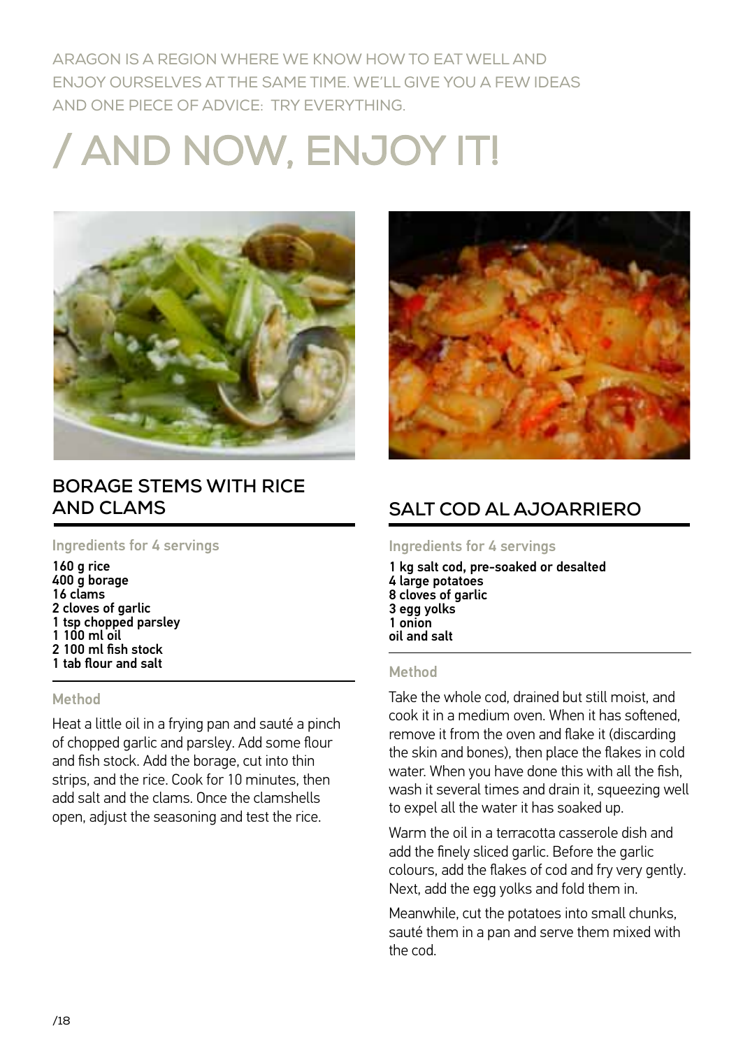ARAGON IS A REGION WHERE WE KNOW HOW TO EAT WELL AND ENJOY OURSELVES AT THE SAME TIME. WE'LL GIVE YOU A FEW IDEAS AND ONE PIECE OF ADVICE: TRY EVERYTHING.

# / AND NOW, ENJOY IT!

## BORAGE STEMS WITH RICE AND CLAMS

### Ingredients for 4 servings

160 g rice
400 g borage
16 clams
2 cloves of garlic
1 tsp chopped parsley
1 100 ml oil
2 100 ml fish stock
1 tab flour and salt

### Method

Heat a little oil in a frying pan and sauté a pinch of chopped garlic and parsley. Add some flour and fish stock. Add the borage, cut into thin strips, and the rice. Cook for 10 minutes, then add salt and the clams. Once the clamshells open, adjust the seasoning and test the rice.

## SALT COD AL AJOARRIERO

### Ingredients for 4 servings

1 kg salt cod, pre-soaked or desalted
4 large potatoes
8 cloves of garlic
3 egg yolks
1 onion
oil and salt

### Method

Take the whole cod, drained but still moist, and cook it in a medium oven. When it has softened, remove it from the oven and flake it (discarding the skin and bones), then place the flakes in cold water. When you have done this with all the fish, wash it several times and drain it, squeezing well to expel all the water it has soaked up.

Warm the oil in a terracotta casserole dish and add the finely sliced garlic. Before the garlic colours, add the flakes of cod and fry very gently. Next, add the egg yolks and fold them in.

Meanwhile, cut the potatoes into small chunks, sauté them in a pan and serve them mixed with the cod.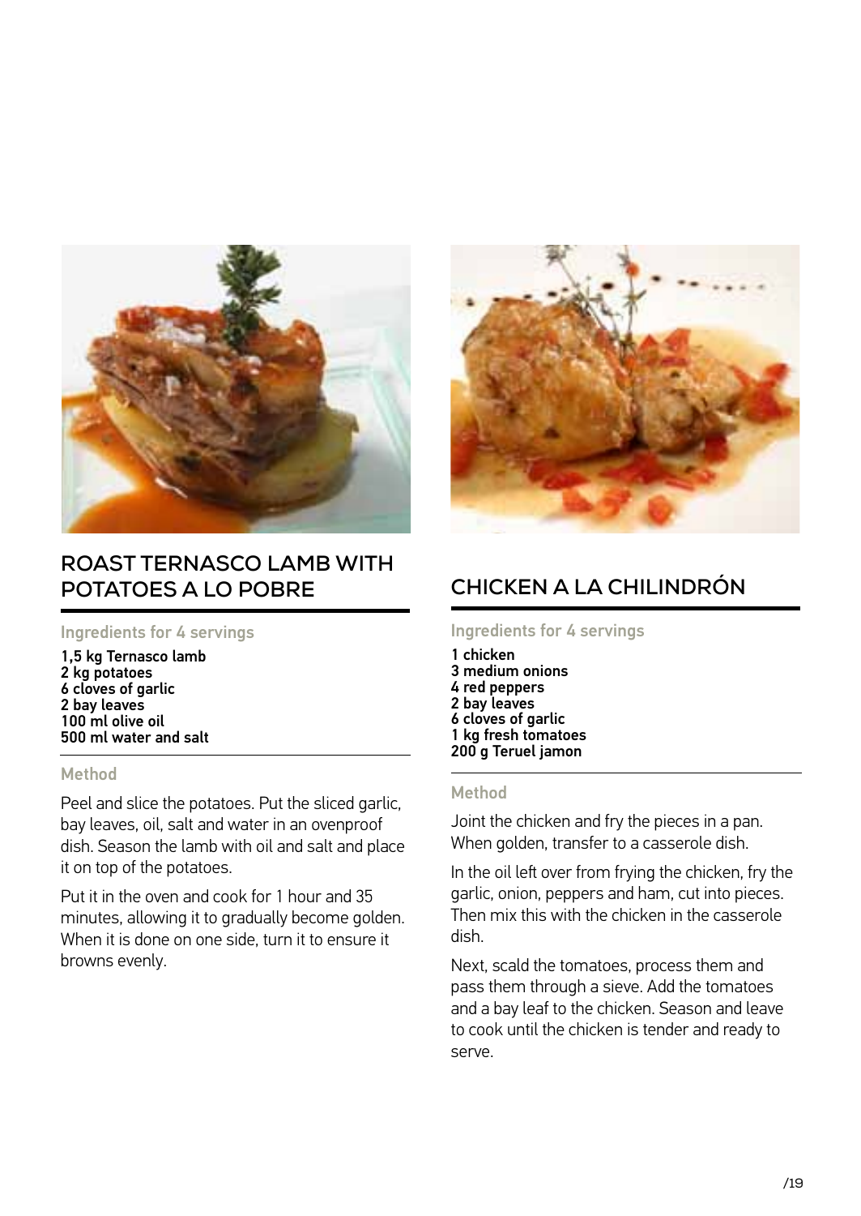## ROAST TERNASCO LAMB WITH POTATOES A LO POBRE

### Ingredients for 4 servings

1,5 kg Ternasco lamb
2 kg potatoes
6 cloves of garlic
2 bay leaves
100 ml olive oil
500 ml water and salt

### Method

Peel and slice the potatoes. Put the sliced garlic, bay leaves, oil, salt and water in an ovenproof dish. Season the lamb with oil and salt and place it on top of the potatoes.

Put it in the oven and cook for 1 hour and 35 minutes, allowing it to gradually become golden. When it is done on one side, turn it to ensure it browns evenly.

## CHICKEN A LA CHILINDRÓN

### Ingredients for 4 servings

1 chicken
3 medium onions
4 red peppers
2 bay leaves
6 cloves of garlic
1 kg fresh tomatoes
200 g Teruel jamon

### Method

Joint the chicken and fry the pieces in a pan. When golden, transfer to a casserole dish.

In the oil left over from frying the chicken, fry the garlic, onion, peppers and ham, cut into pieces. Then mix this with the chicken in the casserole dish.

Next, scald the tomatoes, process them and pass them through a sieve. Add the tomatoes and a bay leaf to the chicken. Season and leave to cook until the chicken is tender and ready to serve.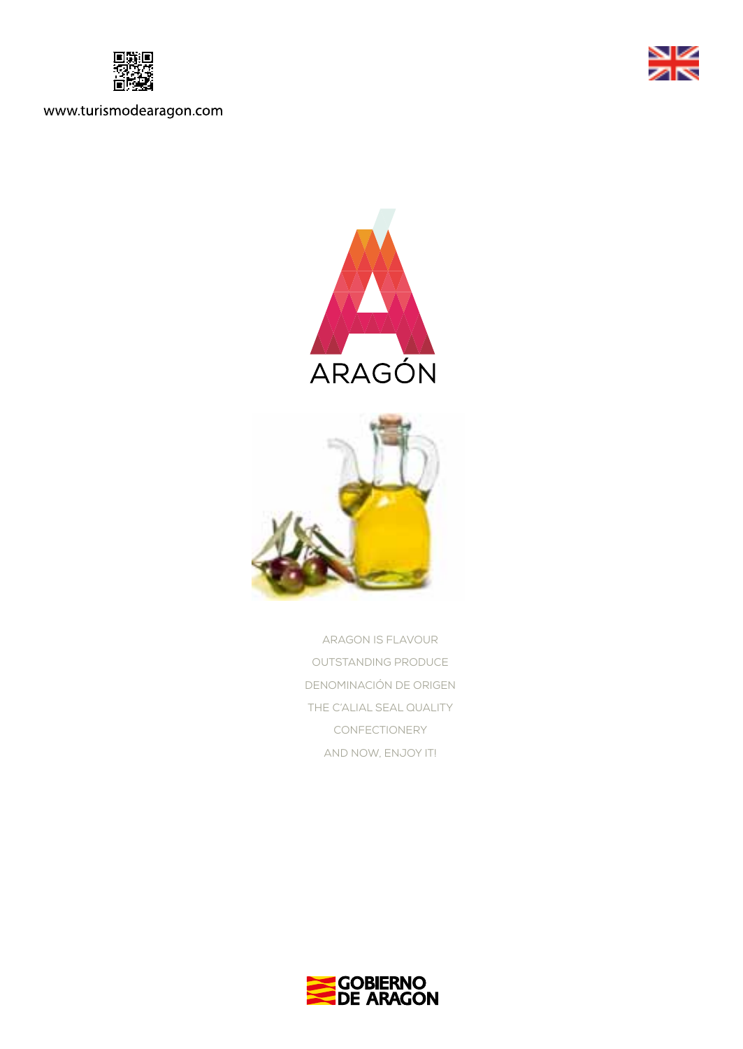www.turismodearagon.com

ARAGÓN

ARAGON IS FLAVOUR

OUTSTANDING PRODUCE

DENOMINACIÓN DE ORIGEN

THE C'ALIAL SEAL QUALITY

CONFECTIONERY

AND NOW, ENJOY IT!

GOBIERNO DE ARAGON